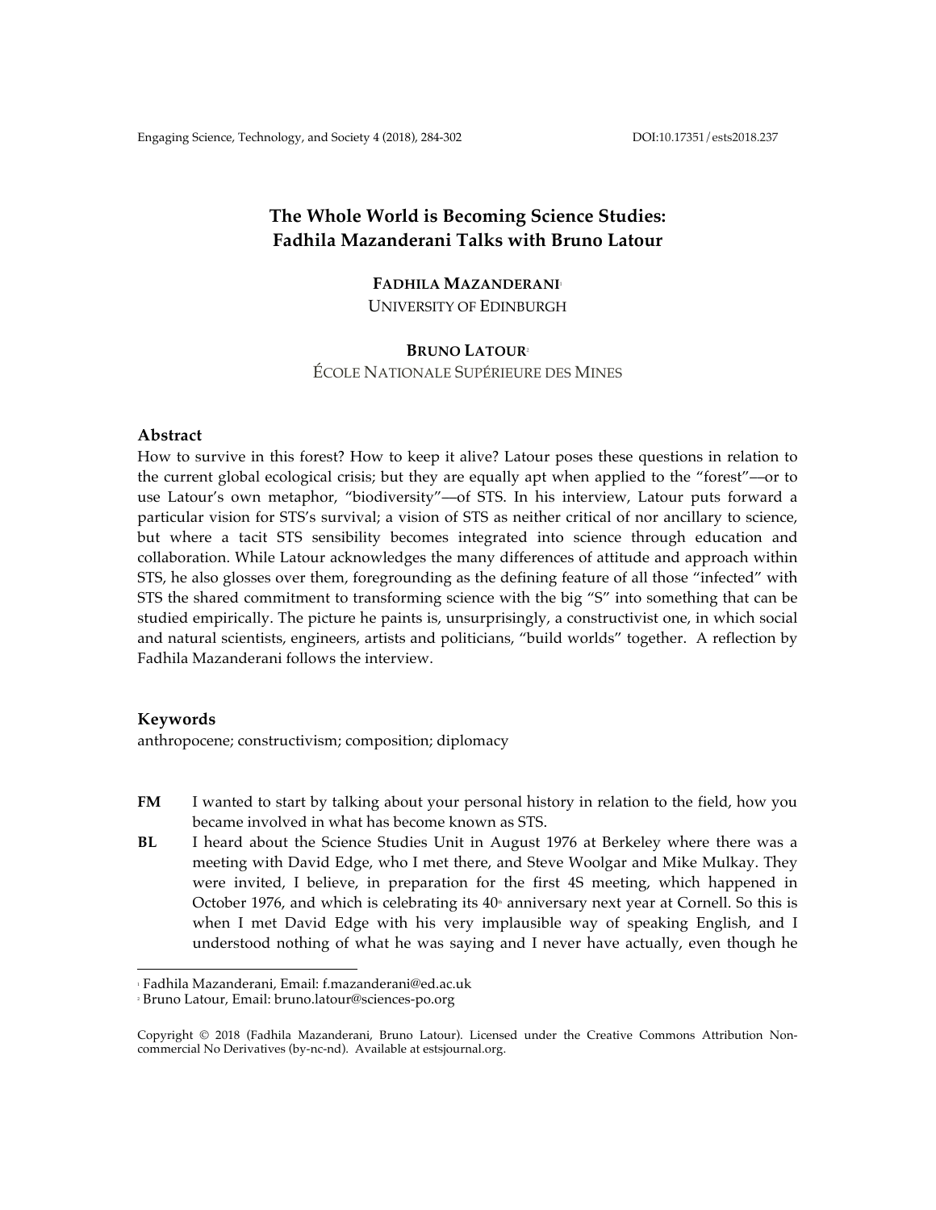# The Whole World is Becoming Science Studies: Fadhila Mazanderani Talks with Bruno Latour

**FADHILA MAZANDERANI**[1]
UNIVERSITY OF EDINBURGH

**BRUNO LATOUR**[2]
ÉCOLE NATIONALE SUPÉRIEURE DES MINES

## Abstract

How to survive in this forest? How to keep it alive? Latour poses these questions in relation to the current global ecological crisis; but they are equally apt when applied to the "forest"—or to use Latour's own metaphor, "biodiversity"—of STS. In his interview, Latour puts forward a particular vision for STS's survival; a vision of STS as neither critical of nor ancillary to science, but where a tacit STS sensibility becomes integrated into science through education and collaboration. While Latour acknowledges the many differences of attitude and approach within STS, he also glosses over them, foregrounding as the defining feature of all those "infected" with STS the shared commitment to transforming science with the big "S" into something that can be studied empirically. The picture he paints is, unsurprisingly, a constructivist one, in which social and natural scientists, engineers, artists and politicians, "build worlds" together. A reflection by Fadhila Mazanderani follows the interview.

## Keywords

anthropocene; constructivism; composition; diplomacy

**FM** I wanted to start by talking about your personal history in relation to the field, how you became involved in what has become known as STS.

**BL** I heard about the Science Studies Unit in August 1976 at Berkeley where there was a meeting with David Edge, who I met there, and Steve Woolgar and Mike Mulkay. They were invited, I believe, in preparation for the first 4S meeting, which happened in October 1976, and which is celebrating its 40th anniversary next year at Cornell. So this is when I met David Edge with his very implausible way of speaking English, and I understood nothing of what he was saying and I never have actually, even though he

---

[1] Fadhila Mazanderani, Email: f.mazanderani@ed.ac.uk
[2] Bruno Latour, Email: bruno.latour@sciences-po.org

Copyright © 2018 (Fadhila Mazanderani, Bruno Latour). Licensed under the Creative Commons Attribution Non-commercial No Derivatives (by-nc-nd). Available at estsjournal.org.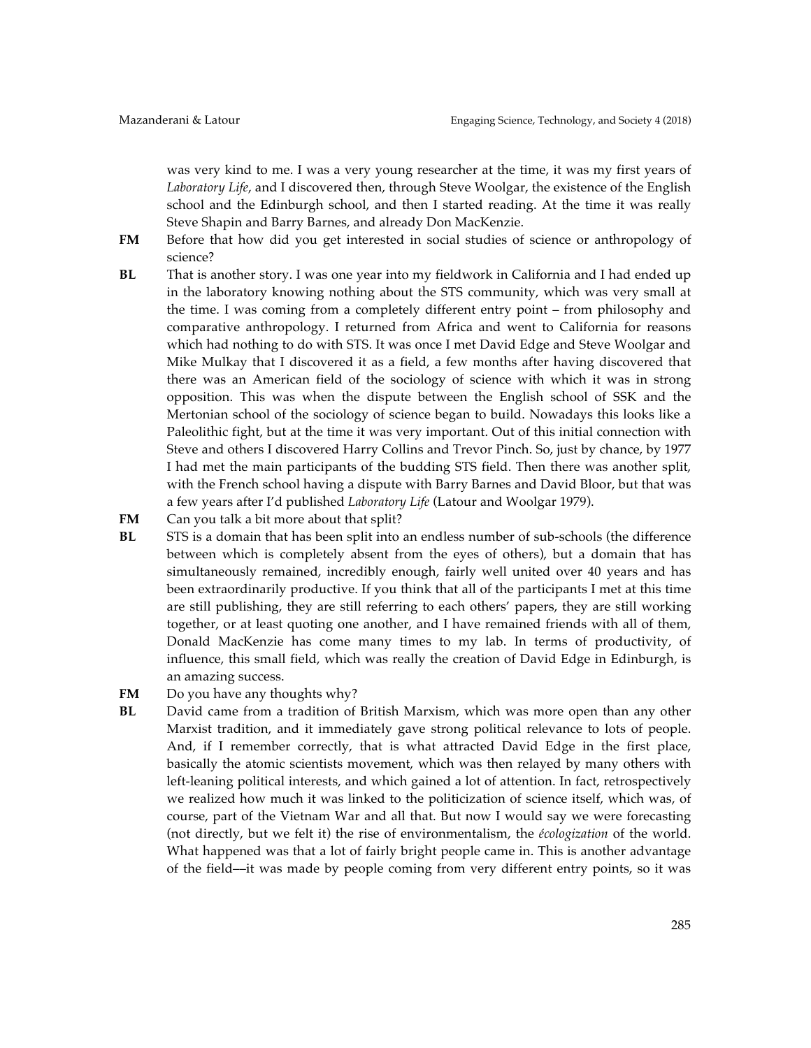was very kind to me. I was a very young researcher at the time, it was my first years of *Laboratory Life*, and I discovered then, through Steve Woolgar, the existence of the English school and the Edinburgh school, and then I started reading. At the time it was really Steve Shapin and Barry Barnes, and already Don MacKenzie.

**FM** Before that how did you get interested in social studies of science or anthropology of science?

**BL** That is another story. I was one year into my fieldwork in California and I had ended up in the laboratory knowing nothing about the STS community, which was very small at the time. I was coming from a completely different entry point – from philosophy and comparative anthropology. I returned from Africa and went to California for reasons which had nothing to do with STS. It was once I met David Edge and Steve Woolgar and Mike Mulkay that I discovered it as a field, a few months after having discovered that there was an American field of the sociology of science with which it was in strong opposition. This was when the dispute between the English school of SSK and the Mertonian school of the sociology of science began to build. Nowadays this looks like a Paleolithic fight, but at the time it was very important. Out of this initial connection with Steve and others I discovered Harry Collins and Trevor Pinch. So, just by chance, by 1977 I had met the main participants of the budding STS field. Then there was another split, with the French school having a dispute with Barry Barnes and David Bloor, but that was a few years after I'd published *Laboratory Life* (Latour and Woolgar 1979).

**FM** Can you talk a bit more about that split?

**BL** STS is a domain that has been split into an endless number of sub-schools (the difference between which is completely absent from the eyes of others), but a domain that has simultaneously remained, incredibly enough, fairly well united over 40 years and has been extraordinarily productive. If you think that all of the participants I met at this time are still publishing, they are still referring to each others' papers, they are still working together, or at least quoting one another, and I have remained friends with all of them, Donald MacKenzie has come many times to my lab. In terms of productivity, of influence, this small field, which was really the creation of David Edge in Edinburgh, is an amazing success.

**FM** Do you have any thoughts why?

**BL** David came from a tradition of British Marxism, which was more open than any other Marxist tradition, and it immediately gave strong political relevance to lots of people. And, if I remember correctly, that is what attracted David Edge in the first place, basically the atomic scientists movement, which was then relayed by many others with left-leaning political interests, and which gained a lot of attention. In fact, retrospectively we realized how much it was linked to the politicization of science itself, which was, of course, part of the Vietnam War and all that. But now I would say we were forecasting (not directly, but we felt it) the rise of environmentalism, the *écologization* of the world. What happened was that a lot of fairly bright people came in. This is another advantage of the field—it was made by people coming from very different entry points, so it was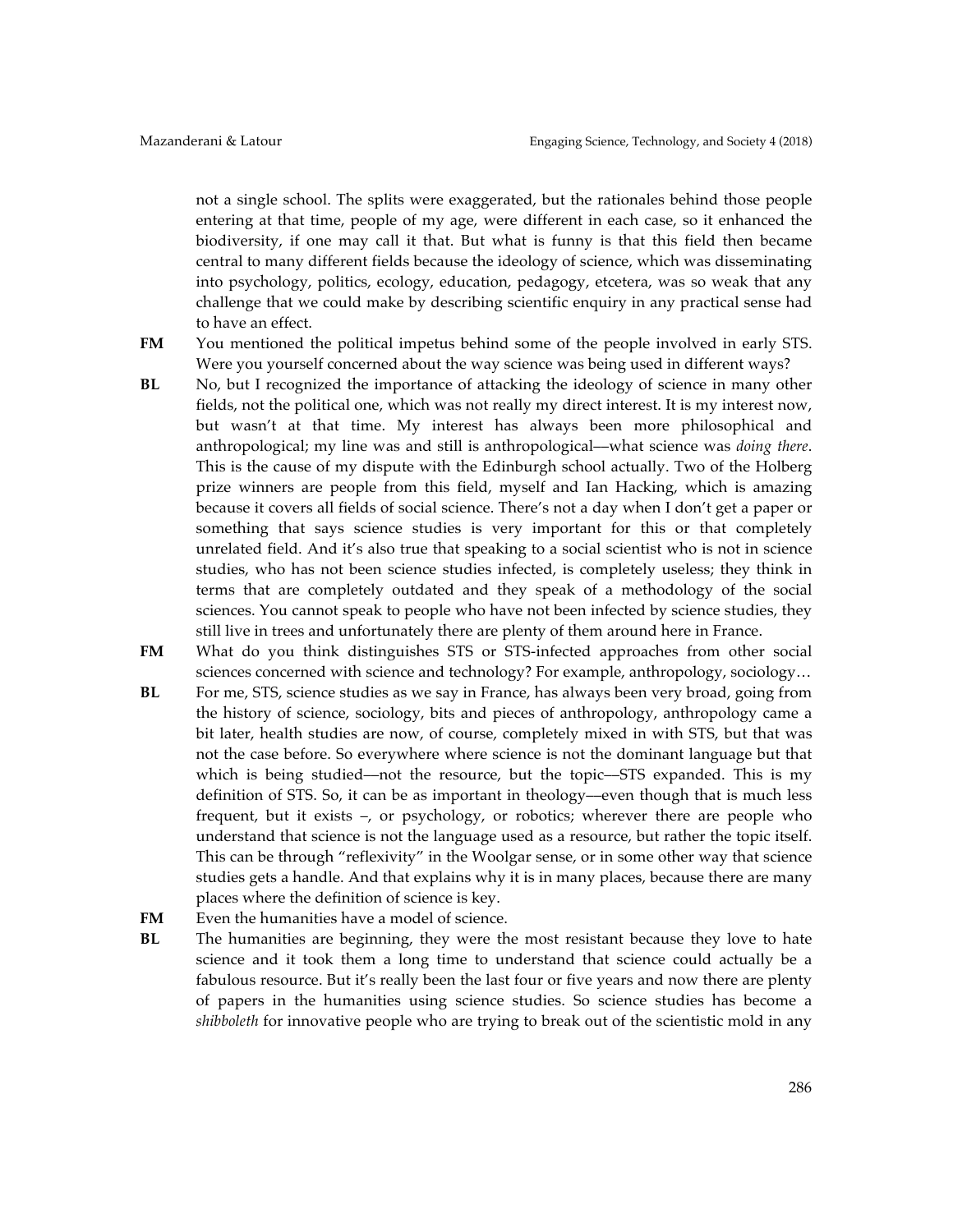not a single school. The splits were exaggerated, but the rationales behind those people entering at that time, people of my age, were different in each case, so it enhanced the biodiversity, if one may call it that. But what is funny is that this field then became central to many different fields because the ideology of science, which was disseminating into psychology, politics, ecology, education, pedagogy, etcetera, was so weak that any challenge that we could make by describing scientific enquiry in any practical sense had to have an effect.

**FM** You mentioned the political impetus behind some of the people involved in early STS. Were you yourself concerned about the way science was being used in different ways?

**BL** No, but I recognized the importance of attacking the ideology of science in many other fields, not the political one, which was not really my direct interest. It is my interest now, but wasn't at that time. My interest has always been more philosophical and anthropological; my line was and still is anthropological—what science was *doing there*. This is the cause of my dispute with the Edinburgh school actually. Two of the Holberg prize winners are people from this field, myself and Ian Hacking, which is amazing because it covers all fields of social science. There's not a day when I don't get a paper or something that says science studies is very important for this or that completely unrelated field. And it's also true that speaking to a social scientist who is not in science studies, who has not been science studies infected, is completely useless; they think in terms that are completely outdated and they speak of a methodology of the social sciences. You cannot speak to people who have not been infected by science studies, they still live in trees and unfortunately there are plenty of them around here in France.

**FM** What do you think distinguishes STS or STS-infected approaches from other social sciences concerned with science and technology? For example, anthropology, sociology…

**BL** For me, STS, science studies as we say in France, has always been very broad, going from the history of science, sociology, bits and pieces of anthropology, anthropology came a bit later, health studies are now, of course, completely mixed in with STS, but that was not the case before. So everywhere where science is not the dominant language but that which is being studied—not the resource, but the topic—STS expanded. This is my definition of STS. So, it can be as important in theology—even though that is much less frequent, but it exists –, or psychology, or robotics; wherever there are people who understand that science is not the language used as a resource, but rather the topic itself. This can be through "reflexivity" in the Woolgar sense, or in some other way that science studies gets a handle. And that explains why it is in many places, because there are many places where the definition of science is key.

**FM** Even the humanities have a model of science.

**BL** The humanities are beginning, they were the most resistant because they love to hate science and it took them a long time to understand that science could actually be a fabulous resource. But it's really been the last four or five years and now there are plenty of papers in the humanities using science studies. So science studies has become a *shibboleth* for innovative people who are trying to break out of the scientistic mold in any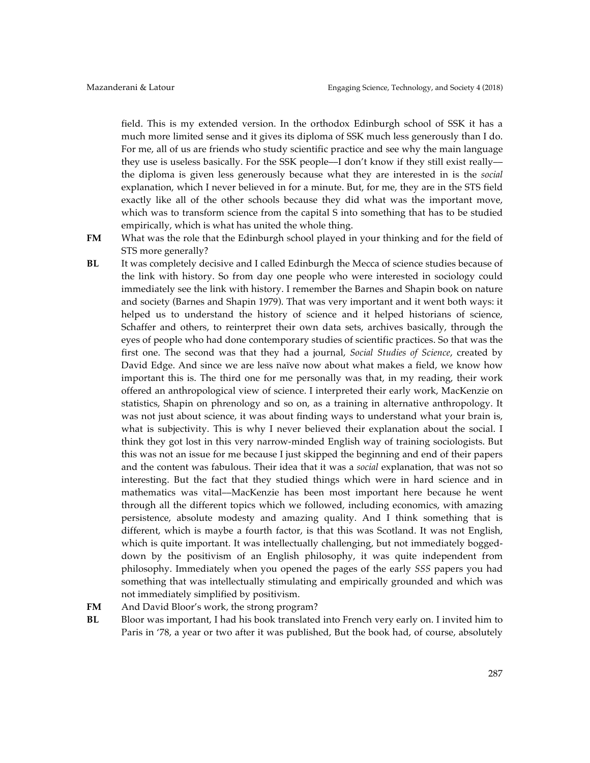field. This is my extended version. In the orthodox Edinburgh school of SSK it has a much more limited sense and it gives its diploma of SSK much less generously than I do. For me, all of us are friends who study scientific practice and see why the main language they use is useless basically. For the SSK people—I don't know if they still exist really—the diploma is given less generously because what they are interested in is the *social* explanation, which I never believed in for a minute. But, for me, they are in the STS field exactly like all of the other schools because they did what was the important move, which was to transform science from the capital S into something that has to be studied empirically, which is what has united the whole thing.

**FM** What was the role that the Edinburgh school played in your thinking and for the field of STS more generally?

**BL** It was completely decisive and I called Edinburgh the Mecca of science studies because of the link with history. So from day one people who were interested in sociology could immediately see the link with history. I remember the Barnes and Shapin book on nature and society (Barnes and Shapin 1979). That was very important and it went both ways: it helped us to understand the history of science and it helped historians of science, Schaffer and others, to reinterpret their own data sets, archives basically, through the eyes of people who had done contemporary studies of scientific practices. So that was the first one. The second was that they had a journal, *Social Studies of Science*, created by David Edge. And since we are less naïve now about what makes a field, we know how important this is. The third one for me personally was that, in my reading, their work offered an anthropological view of science. I interpreted their early work, MacKenzie on statistics, Shapin on phrenology and so on, as a training in alternative anthropology. It was not just about science, it was about finding ways to understand what your brain is, what is subjectivity. This is why I never believed their explanation about the social. I think they got lost in this very narrow-minded English way of training sociologists. But this was not an issue for me because I just skipped the beginning and end of their papers and the content was fabulous. Their idea that it was a *social* explanation, that was not so interesting. But the fact that they studied things which were in hard science and in mathematics was vital—MacKenzie has been most important here because he went through all the different topics which we followed, including economics, with amazing persistence, absolute modesty and amazing quality. And I think something that is different, which is maybe a fourth factor, is that this was Scotland. It was not English, which is quite important. It was intellectually challenging, but not immediately bogged-down by the positivism of an English philosophy, it was quite independent from philosophy. Immediately when you opened the pages of the early *SSS* papers you had something that was intellectually stimulating and empirically grounded and which was not immediately simplified by positivism.

**FM** And David Bloor's work, the strong program?

**BL** Bloor was important, I had his book translated into French very early on. I invited him to Paris in '78, a year or two after it was published, But the book had, of course, absolutely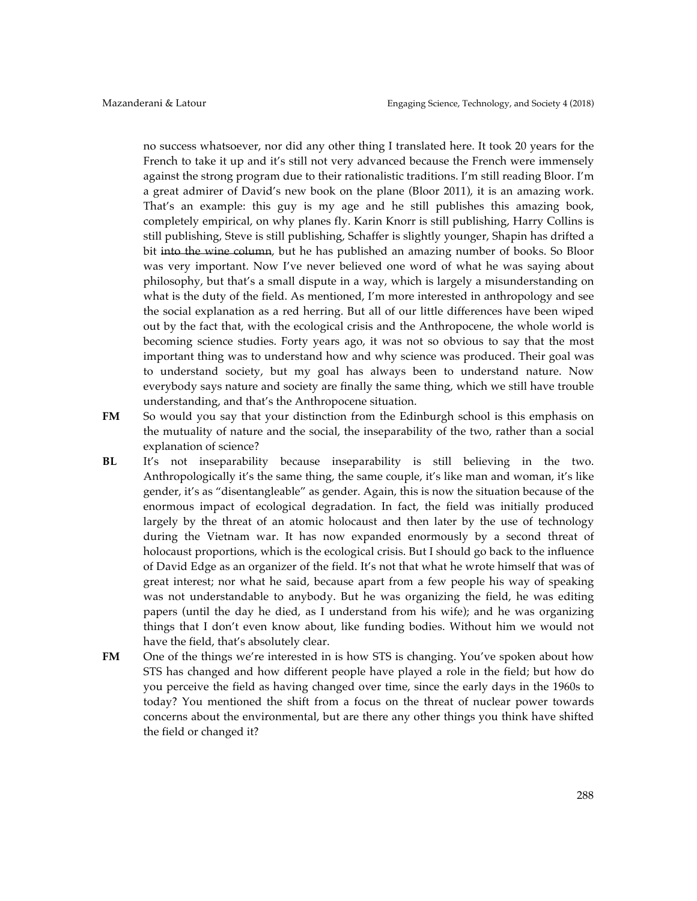no success whatsoever, nor did any other thing I translated here. It took 20 years for the French to take it up and it's still not very advanced because the French were immensely against the strong program due to their rationalistic traditions. I'm still reading Bloor. I'm a great admirer of David's new book on the plane (Bloor 2011), it is an amazing work. That's an example: this guy is my age and he still publishes this amazing book, completely empirical, on why planes fly. Karin Knorr is still publishing, Harry Collins is still publishing, Steve is still publishing, Schaffer is slightly younger, Shapin has drifted a bit ~~into the wine column~~, but he has published an amazing number of books. So Bloor was very important. Now I've never believed one word of what he was saying about philosophy, but that's a small dispute in a way, which is largely a misunderstanding on what is the duty of the field. As mentioned, I'm more interested in anthropology and see the social explanation as a red herring. But all of our little differences have been wiped out by the fact that, with the ecological crisis and the Anthropocene, the whole world is becoming science studies. Forty years ago, it was not so obvious to say that the most important thing was to understand how and why science was produced. Their goal was to understand society, but my goal has always been to understand nature. Now everybody says nature and society are finally the same thing, which we still have trouble understanding, and that's the Anthropocene situation.

**FM** So would you say that your distinction from the Edinburgh school is this emphasis on the mutuality of nature and the social, the inseparability of the two, rather than a social explanation of science?

**BL** It's not inseparability because inseparability is still believing in the two. Anthropologically it's the same thing, the same couple, it's like man and woman, it's like gender, it's as "disentangleable" as gender. Again, this is now the situation because of the enormous impact of ecological degradation. In fact, the field was initially produced largely by the threat of an atomic holocaust and then later by the use of technology during the Vietnam war. It has now expanded enormously by a second threat of holocaust proportions, which is the ecological crisis. But I should go back to the influence of David Edge as an organizer of the field. It's not that what he wrote himself that was of great interest; nor what he said, because apart from a few people his way of speaking was not understandable to anybody. But he was organizing the field, he was editing papers (until the day he died, as I understand from his wife); and he was organizing things that I don't even know about, like funding bodies. Without him we would not have the field, that's absolutely clear.

**FM** One of the things we're interested in is how STS is changing. You've spoken about how STS has changed and how different people have played a role in the field; but how do you perceive the field as having changed over time, since the early days in the 1960s to today? You mentioned the shift from a focus on the threat of nuclear power towards concerns about the environmental, but are there any other things you think have shifted the field or changed it?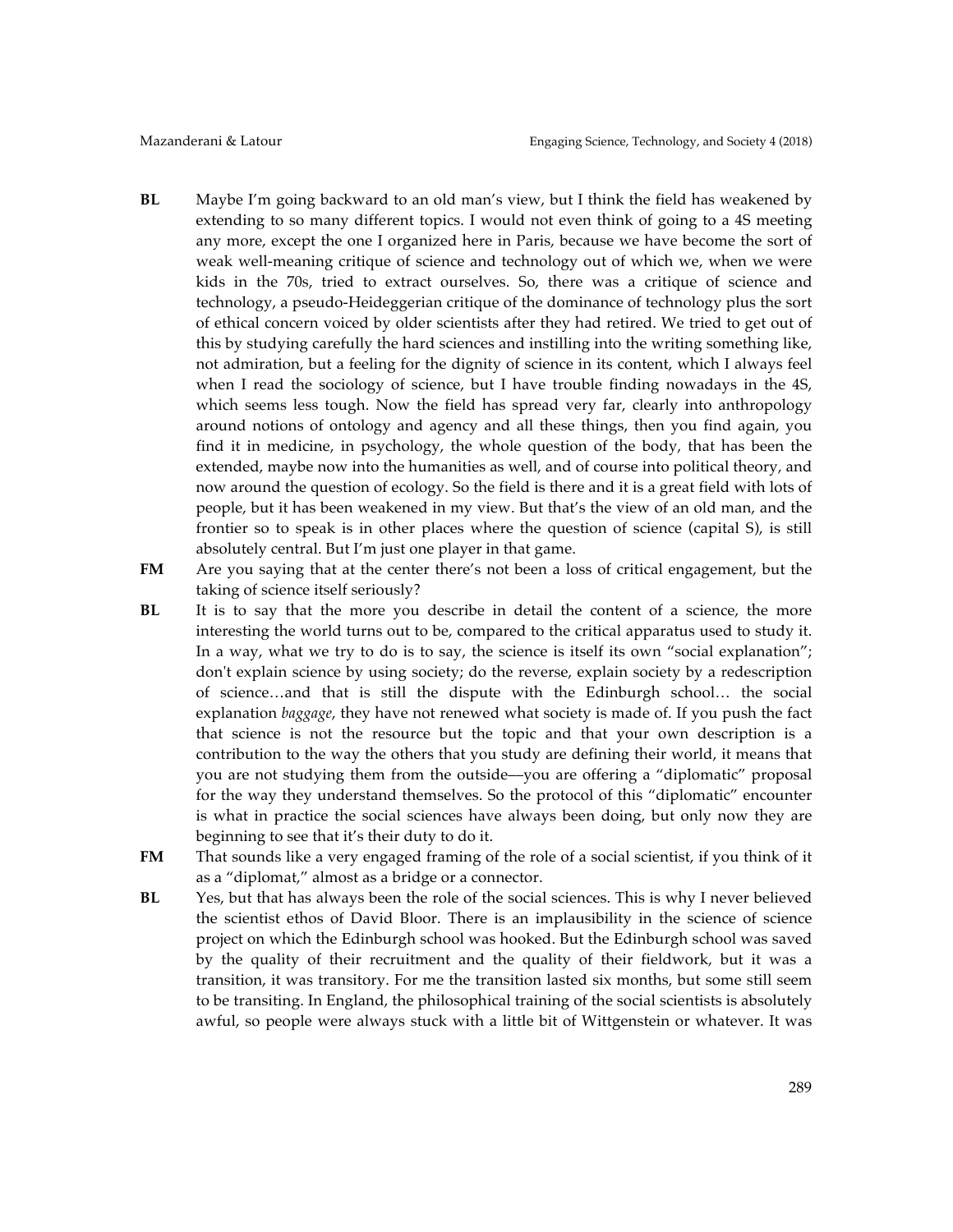**BL** Maybe I'm going backward to an old man's view, but I think the field has weakened by extending to so many different topics. I would not even think of going to a 4S meeting any more, except the one I organized here in Paris, because we have become the sort of weak well-meaning critique of science and technology out of which we, when we were kids in the 70s, tried to extract ourselves. So, there was a critique of science and technology, a pseudo-Heideggerian critique of the dominance of technology plus the sort of ethical concern voiced by older scientists after they had retired. We tried to get out of this by studying carefully the hard sciences and instilling into the writing something like, not admiration, but a feeling for the dignity of science in its content, which I always feel when I read the sociology of science, but I have trouble finding nowadays in the 4S, which seems less tough. Now the field has spread very far, clearly into anthropology around notions of ontology and agency and all these things, then you find again, you find it in medicine, in psychology, the whole question of the body, that has been the extended, maybe now into the humanities as well, and of course into political theory, and now around the question of ecology. So the field is there and it is a great field with lots of people, but it has been weakened in my view. But that's the view of an old man, and the frontier so to speak is in other places where the question of science (capital S), is still absolutely central. But I'm just one player in that game.

**FM** Are you saying that at the center there's not been a loss of critical engagement, but the taking of science itself seriously?

**BL** It is to say that the more you describe in detail the content of a science, the more interesting the world turns out to be, compared to the critical apparatus used to study it. In a way, what we try to do is to say, the science is itself its own "social explanation"; don't explain science by using society; do the reverse, explain society by a redescription of science…and that is still the dispute with the Edinburgh school… the social explanation *baggage*, they have not renewed what society is made of. If you push the fact that science is not the resource but the topic and that your own description is a contribution to the way the others that you study are defining their world, it means that you are not studying them from the outside—you are offering a "diplomatic" proposal for the way they understand themselves. So the protocol of this "diplomatic" encounter is what in practice the social sciences have always been doing, but only now they are beginning to see that it's their duty to do it.

**FM** That sounds like a very engaged framing of the role of a social scientist, if you think of it as a "diplomat," almost as a bridge or a connector.

**BL** Yes, but that has always been the role of the social sciences. This is why I never believed the scientist ethos of David Bloor. There is an implausibility in the science of science project on which the Edinburgh school was hooked. But the Edinburgh school was saved by the quality of their recruitment and the quality of their fieldwork, but it was a transition, it was transitory. For me the transition lasted six months, but some still seem to be transiting. In England, the philosophical training of the social scientists is absolutely awful, so people were always stuck with a little bit of Wittgenstein or whatever. It was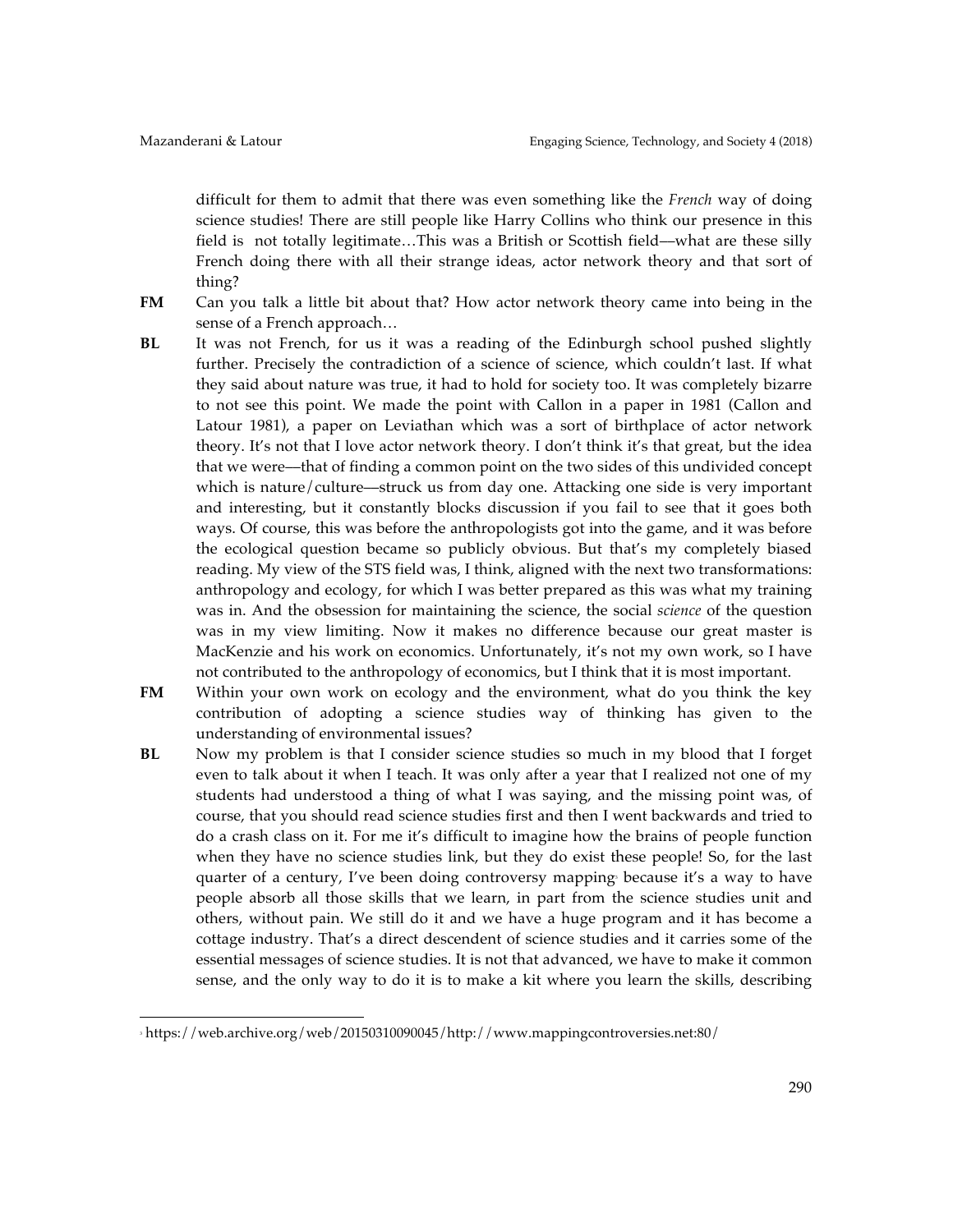difficult for them to admit that there was even something like the *French* way of doing science studies! There are still people like Harry Collins who think our presence in this field is not totally legitimate…This was a British or Scottish field—what are these silly French doing there with all their strange ideas, actor network theory and that sort of thing?

**FM** Can you talk a little bit about that? How actor network theory came into being in the sense of a French approach…

**BL** It was not French, for us it was a reading of the Edinburgh school pushed slightly further. Precisely the contradiction of a science of science, which couldn't last. If what they said about nature was true, it had to hold for society too. It was completely bizarre to not see this point. We made the point with Callon in a paper in 1981 (Callon and Latour 1981), a paper on Leviathan which was a sort of birthplace of actor network theory. It's not that I love actor network theory. I don't think it's that great, but the idea that we were—that of finding a common point on the two sides of this undivided concept which is nature/culture—struck us from day one. Attacking one side is very important and interesting, but it constantly blocks discussion if you fail to see that it goes both ways. Of course, this was before the anthropologists got into the game, and it was before the ecological question became so publicly obvious. But that's my completely biased reading. My view of the STS field was, I think, aligned with the next two transformations: anthropology and ecology, for which I was better prepared as this was what my training was in. And the obsession for maintaining the science, the social *science* of the question was in my view limiting. Now it makes no difference because our great master is MacKenzie and his work on economics. Unfortunately, it's not my own work, so I have not contributed to the anthropology of economics, but I think that it is most important.

**FM** Within your own work on ecology and the environment, what do you think the key contribution of adopting a science studies way of thinking has given to the understanding of environmental issues?

**BL** Now my problem is that I consider science studies so much in my blood that I forget even to talk about it when I teach. It was only after a year that I realized not one of my students had understood a thing of what I was saying, and the missing point was, of course, that you should read science studies first and then I went backwards and tried to do a crash class on it. For me it's difficult to imagine how the brains of people function when they have no science studies link, but they do exist these people! So, for the last quarter of a century, I've been doing controversy mapping[3] because it's a way to have people absorb all those skills that we learn, in part from the science studies unit and others, without pain. We still do it and we have a huge program and it has become a cottage industry. That's a direct descendent of science studies and it carries some of the essential messages of science studies. It is not that advanced, we have to make it common sense, and the only way to do it is to make a kit where you learn the skills, describing

[3] https://web.archive.org/web/20150310090045/http://www.mappingcontroversies.net:80/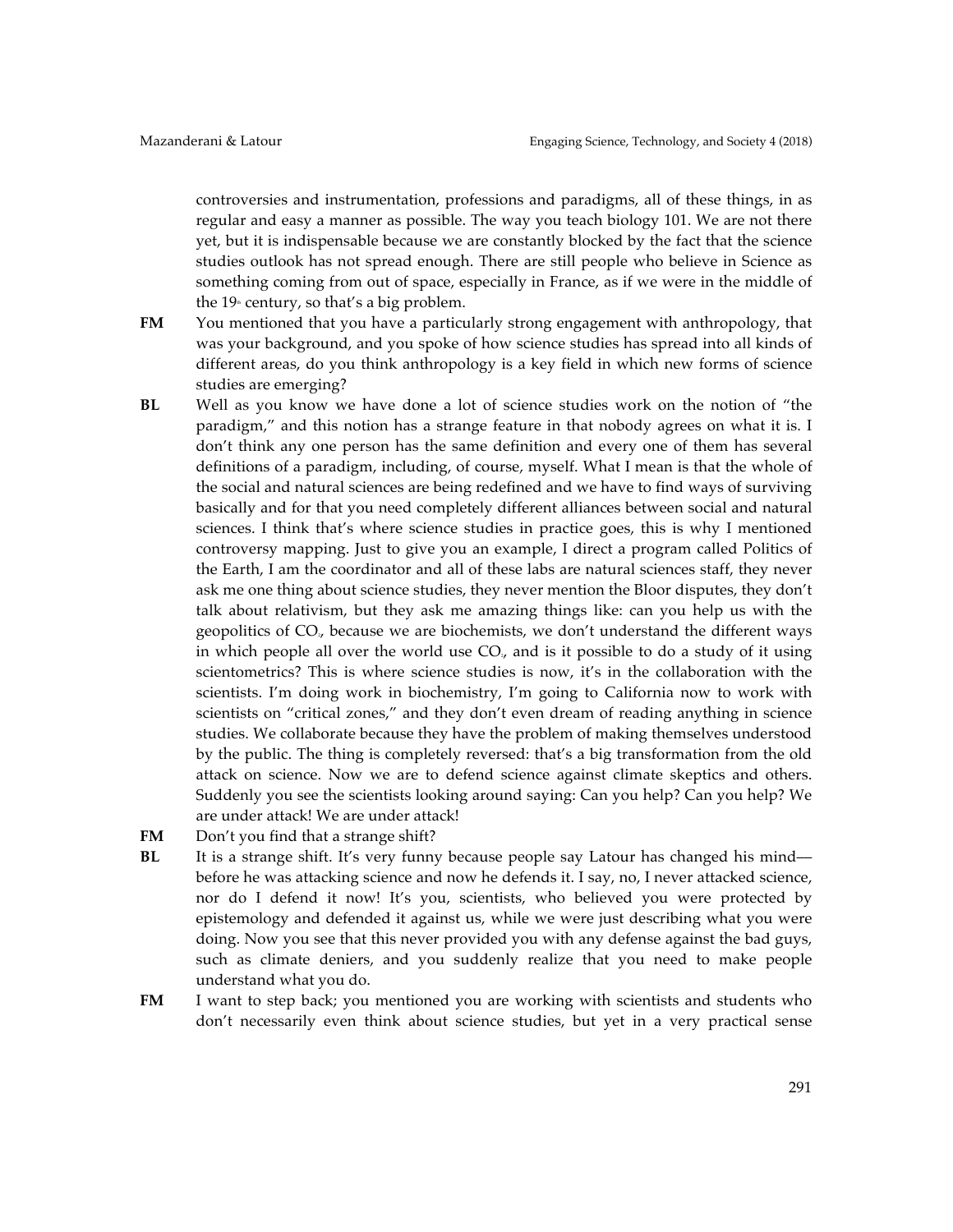controversies and instrumentation, professions and paradigms, all of these things, in as regular and easy a manner as possible. The way you teach biology 101. We are not there yet, but it is indispensable because we are constantly blocked by the fact that the science studies outlook has not spread enough. There are still people who believe in Science as something coming from out of space, especially in France, as if we were in the middle of the 19th century, so that's a big problem.

**FM** You mentioned that you have a particularly strong engagement with anthropology, that was your background, and you spoke of how science studies has spread into all kinds of different areas, do you think anthropology is a key field in which new forms of science studies are emerging?

**BL** Well as you know we have done a lot of science studies work on the notion of "the paradigm," and this notion has a strange feature in that nobody agrees on what it is. I don't think any one person has the same definition and every one of them has several definitions of a paradigm, including, of course, myself. What I mean is that the whole of the social and natural sciences are being redefined and we have to find ways of surviving basically and for that you need completely different alliances between social and natural sciences. I think that's where science studies in practice goes, this is why I mentioned controversy mapping. Just to give you an example, I direct a program called Politics of the Earth, I am the coordinator and all of these labs are natural sciences staff, they never ask me one thing about science studies, they never mention the Bloor disputes, they don't talk about relativism, but they ask me amazing things like: can you help us with the geopolitics of $CO_2$, because we are biochemists, we don't understand the different ways in which people all over the world use $CO_2$, and is it possible to do a study of it using scientometrics? This is where science studies is now, it's in the collaboration with the scientists. I'm doing work in biochemistry, I'm going to California now to work with scientists on "critical zones," and they don't even dream of reading anything in science studies. We collaborate because they have the problem of making themselves understood by the public. The thing is completely reversed: that's a big transformation from the old attack on science. Now we are to defend science against climate skeptics and others. Suddenly you see the scientists looking around saying: Can you help? Can you help? We are under attack! We are under attack!

**FM** Don't you find that a strange shift?

**BL** It is a strange shift. It's very funny because people say Latour has changed his mind—before he was attacking science and now he defends it. I say, no, I never attacked science, nor do I defend it now! It's you, scientists, who believed you were protected by epistemology and defended it against us, while we were just describing what you were doing. Now you see that this never provided you with any defense against the bad guys, such as climate deniers, and you suddenly realize that you need to make people understand what you do.

**FM** I want to step back; you mentioned you are working with scientists and students who don't necessarily even think about science studies, but yet in a very practical sense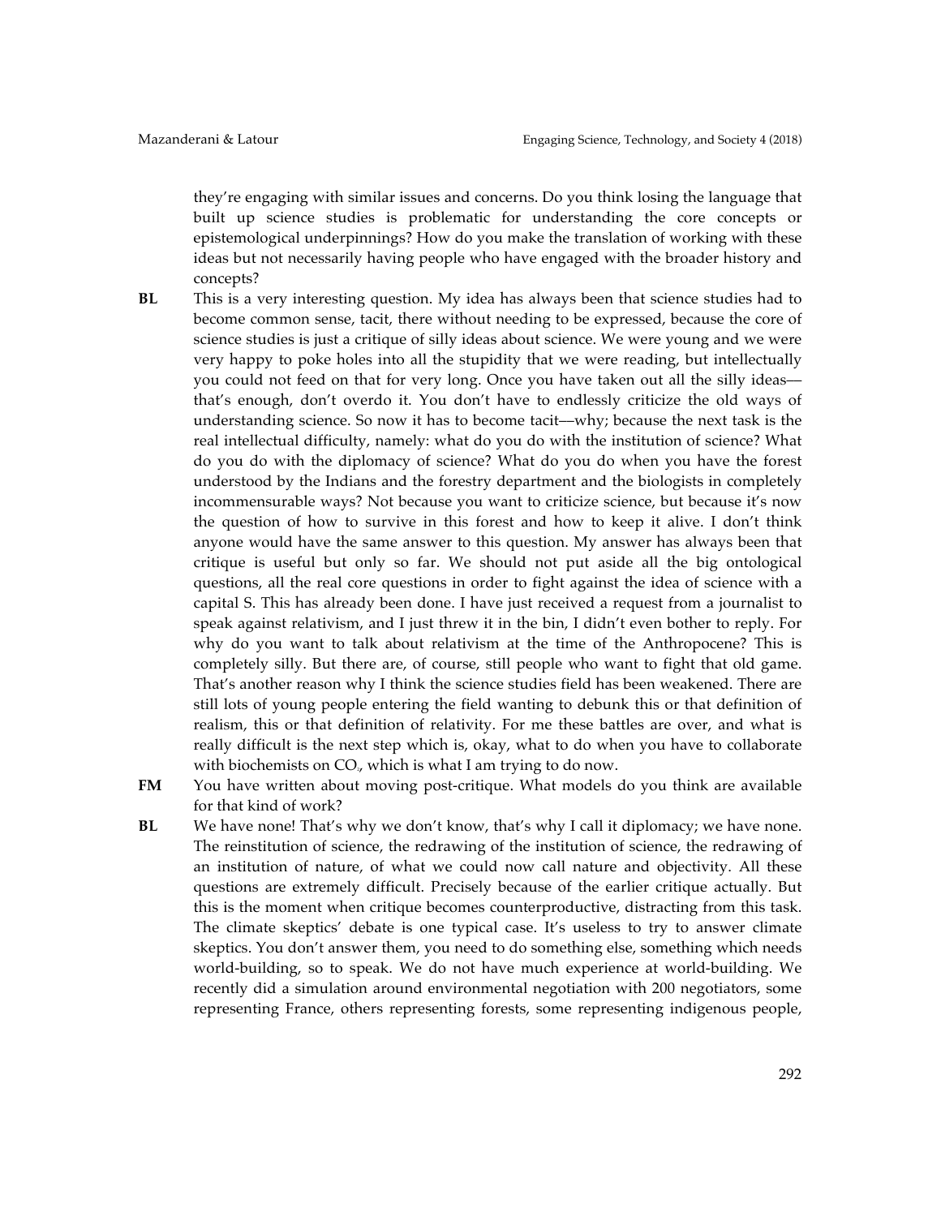they're engaging with similar issues and concerns. Do you think losing the language that built up science studies is problematic for understanding the core concepts or epistemological underpinnings? How do you make the translation of working with these ideas but not necessarily having people who have engaged with the broader history and concepts?

**BL** This is a very interesting question. My idea has always been that science studies had to become common sense, tacit, there without needing to be expressed, because the core of science studies is just a critique of silly ideas about science. We were young and we were very happy to poke holes into all the stupidity that we were reading, but intellectually you could not feed on that for very long. Once you have taken out all the silly ideas—that's enough, don't overdo it. You don't have to endlessly criticize the old ways of understanding science. So now it has to become tacit—why; because the next task is the real intellectual difficulty, namely: what do you do with the institution of science? What do you do with the diplomacy of science? What do you do when you have the forest understood by the Indians and the forestry department and the biologists in completely incommensurable ways? Not because you want to criticize science, but because it's now the question of how to survive in this forest and how to keep it alive. I don't think anyone would have the same answer to this question. My answer has always been that critique is useful but only so far. We should not put aside all the big ontological questions, all the real core questions in order to fight against the idea of science with a capital S. This has already been done. I have just received a request from a journalist to speak against relativism, and I just threw it in the bin, I didn't even bother to reply. For why do you want to talk about relativism at the time of the Anthropocene? This is completely silly. But there are, of course, still people who want to fight that old game. That's another reason why I think the science studies field has been weakened. There are still lots of young people entering the field wanting to debunk this or that definition of realism, this or that definition of relativity. For me these battles are over, and what is really difficult is the next step which is, okay, what to do when you have to collaborate with biochemists on $CO_2$, which is what I am trying to do now.

**FM** You have written about moving post-critique. What models do you think are available for that kind of work?

**BL** We have none! That's why we don't know, that's why I call it diplomacy; we have none. The reinstitution of science, the redrawing of the institution of science, the redrawing of an institution of nature, of what we could now call nature and objectivity. All these questions are extremely difficult. Precisely because of the earlier critique actually. But this is the moment when critique becomes counterproductive, distracting from this task. The climate skeptics' debate is one typical case. It's useless to try to answer climate skeptics. You don't answer them, you need to do something else, something which needs world-building, so to speak. We do not have much experience at world-building. We recently did a simulation around environmental negotiation with 200 negotiators, some representing France, others representing forests, some representing indigenous people,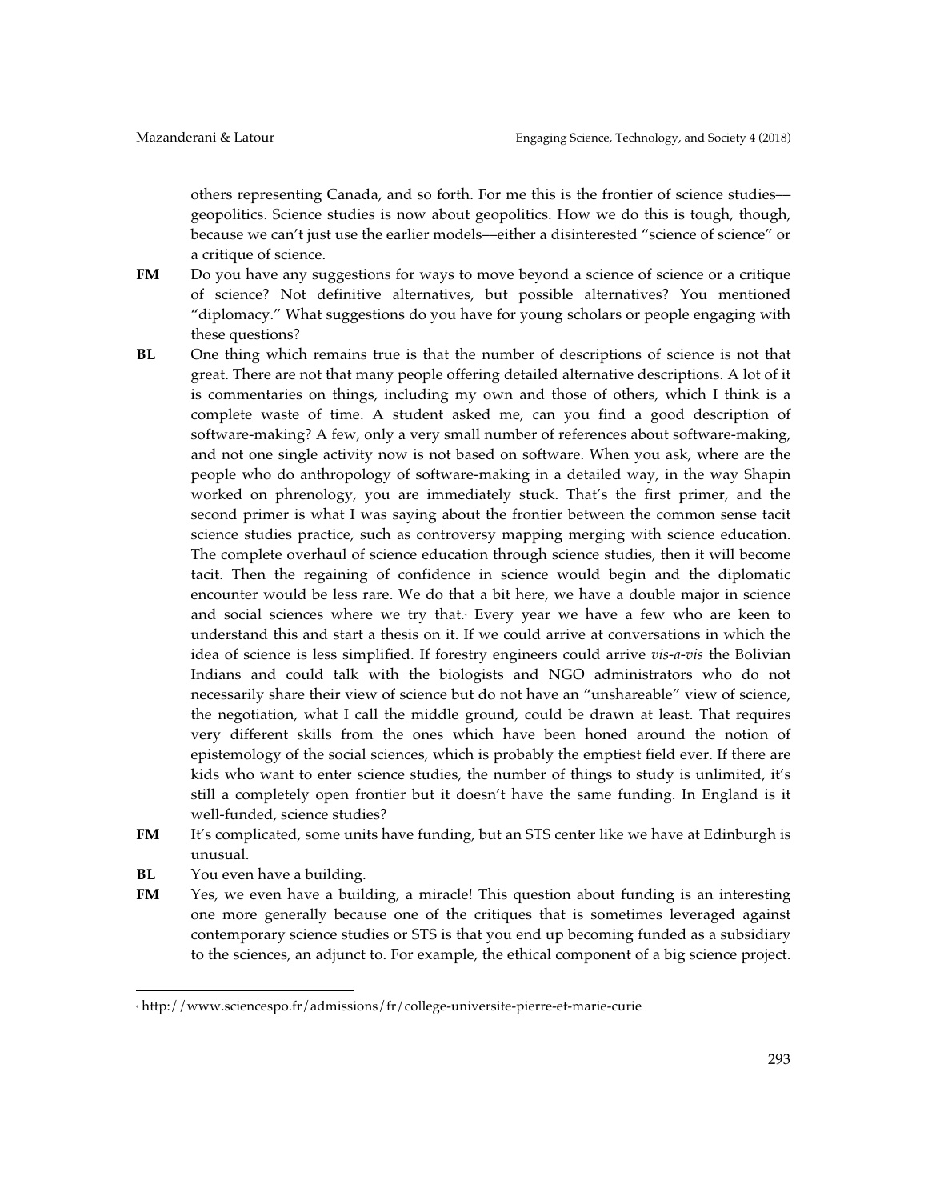others representing Canada, and so forth. For me this is the frontier of science studies—geopolitics. Science studies is now about geopolitics. How we do this is tough, though, because we can't just use the earlier models—either a disinterested "science of science" or a critique of science.

**FM** Do you have any suggestions for ways to move beyond a science of science or a critique of science? Not definitive alternatives, but possible alternatives? You mentioned "diplomacy." What suggestions do you have for young scholars or people engaging with these questions?

**BL** One thing which remains true is that the number of descriptions of science is not that great. There are not that many people offering detailed alternative descriptions. A lot of it is commentaries on things, including my own and those of others, which I think is a complete waste of time. A student asked me, can you find a good description of software-making? A few, only a very small number of references about software-making, and not one single activity now is not based on software. When you ask, where are the people who do anthropology of software-making in a detailed way, in the way Shapin worked on phrenology, you are immediately stuck. That's the first primer, and the second primer is what I was saying about the frontier between the common sense tacit science studies practice, such as controversy mapping merging with science education. The complete overhaul of science education through science studies, then it will become tacit. Then the regaining of confidence in science would begin and the diplomatic encounter would be less rare. We do that a bit here, we have a double major in science and social sciences where we try that.[4] Every year we have a few who are keen to understand this and start a thesis on it. If we could arrive at conversations in which the idea of science is less simplified. If forestry engineers could arrive *vis-a-vis* the Bolivian Indians and could talk with the biologists and NGO administrators who do not necessarily share their view of science but do not have an "unshareable" view of science, the negotiation, what I call the middle ground, could be drawn at least. That requires very different skills from the ones which have been honed around the notion of epistemology of the social sciences, which is probably the emptiest field ever. If there are kids who want to enter science studies, the number of things to study is unlimited, it's still a completely open frontier but it doesn't have the same funding. In England is it well-funded, science studies?

**FM** It's complicated, some units have funding, but an STS center like we have at Edinburgh is unusual.

**BL** You even have a building.

**FM** Yes, we even have a building, a miracle! This question about funding is an interesting one more generally because one of the critiques that is sometimes leveraged against contemporary science studies or STS is that you end up becoming funded as a subsidiary to the sciences, an adjunct to. For example, the ethical component of a big science project.

---

[4] http://www.sciencespo.fr/admissions/fr/college-universite-pierre-et-marie-curie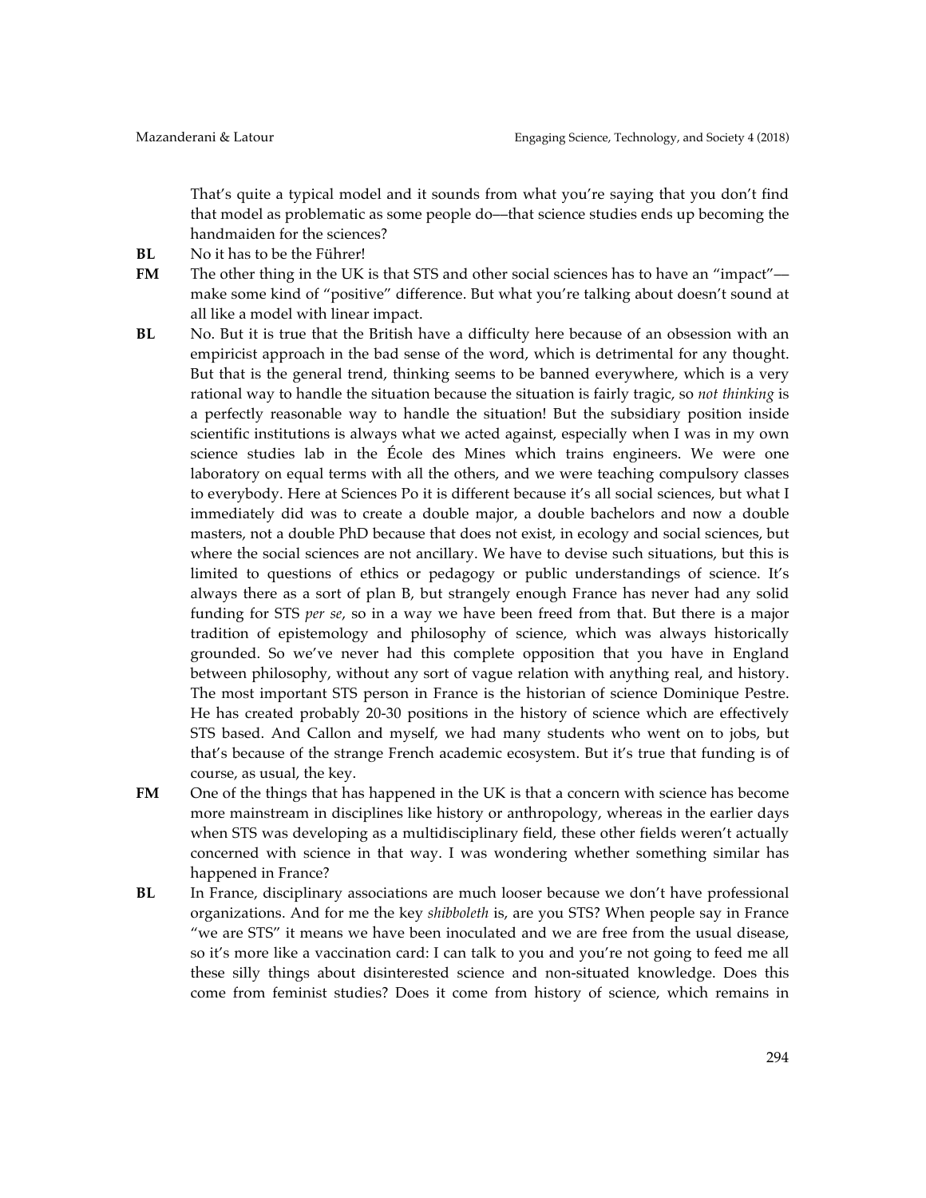That's quite a typical model and it sounds from what you're saying that you don't find that model as problematic as some people do—that science studies ends up becoming the handmaiden for the sciences?

**BL** No it has to be the Führer!

**FM** The other thing in the UK is that STS and other social sciences has to have an "impact"—make some kind of "positive" difference. But what you're talking about doesn't sound at all like a model with linear impact.

**BL** No. But it is true that the British have a difficulty here because of an obsession with an empiricist approach in the bad sense of the word, which is detrimental for any thought. But that is the general trend, thinking seems to be banned everywhere, which is a very rational way to handle the situation because the situation is fairly tragic, so *not thinking* is a perfectly reasonable way to handle the situation! But the subsidiary position inside scientific institutions is always what we acted against, especially when I was in my own science studies lab in the École des Mines which trains engineers. We were one laboratory on equal terms with all the others, and we were teaching compulsory classes to everybody. Here at Sciences Po it is different because it's all social sciences, but what I immediately did was to create a double major, a double bachelors and now a double masters, not a double PhD because that does not exist, in ecology and social sciences, but where the social sciences are not ancillary. We have to devise such situations, but this is limited to questions of ethics or pedagogy or public understandings of science. It's always there as a sort of plan B, but strangely enough France has never had any solid funding for STS *per se*, so in a way we have been freed from that. But there is a major tradition of epistemology and philosophy of science, which was always historically grounded. So we've never had this complete opposition that you have in England between philosophy, without any sort of vague relation with anything real, and history. The most important STS person in France is the historian of science Dominique Pestre. He has created probably 20-30 positions in the history of science which are effectively STS based. And Callon and myself, we had many students who went on to jobs, but that's because of the strange French academic ecosystem. But it's true that funding is of course, as usual, the key.

**FM** One of the things that has happened in the UK is that a concern with science has become more mainstream in disciplines like history or anthropology, whereas in the earlier days when STS was developing as a multidisciplinary field, these other fields weren't actually concerned with science in that way. I was wondering whether something similar has happened in France?

**BL** In France, disciplinary associations are much looser because we don't have professional organizations. And for me the key *shibboleth* is, are you STS? When people say in France "we are STS" it means we have been inoculated and we are free from the usual disease, so it's more like a vaccination card: I can talk to you and you're not going to feed me all these silly things about disinterested science and non-situated knowledge. Does this come from feminist studies? Does it come from history of science, which remains in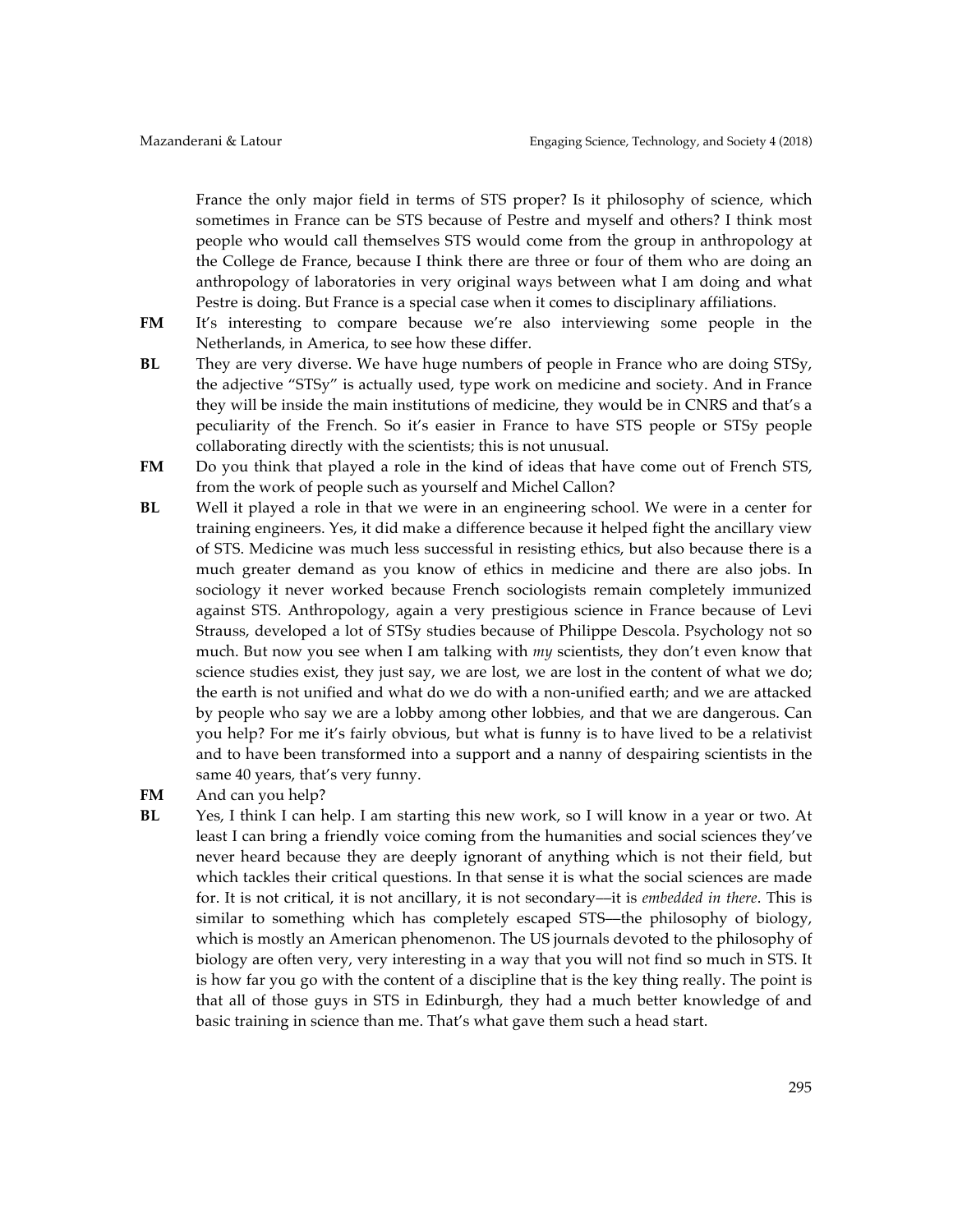France the only major field in terms of STS proper? Is it philosophy of science, which sometimes in France can be STS because of Pestre and myself and others? I think most people who would call themselves STS would come from the group in anthropology at the College de France, because I think there are three or four of them who are doing an anthropology of laboratories in very original ways between what I am doing and what Pestre is doing. But France is a special case when it comes to disciplinary affiliations.

**FM** It's interesting to compare because we're also interviewing some people in the Netherlands, in America, to see how these differ.

**BL** They are very diverse. We have huge numbers of people in France who are doing STSy, the adjective "STSy" is actually used, type work on medicine and society. And in France they will be inside the main institutions of medicine, they would be in CNRS and that's a peculiarity of the French. So it's easier in France to have STS people or STSy people collaborating directly with the scientists; this is not unusual.

**FM** Do you think that played a role in the kind of ideas that have come out of French STS, from the work of people such as yourself and Michel Callon?

**BL** Well it played a role in that we were in an engineering school. We were in a center for training engineers. Yes, it did make a difference because it helped fight the ancillary view of STS. Medicine was much less successful in resisting ethics, but also because there is a much greater demand as you know of ethics in medicine and there are also jobs. In sociology it never worked because French sociologists remain completely immunized against STS. Anthropology, again a very prestigious science in France because of Levi Strauss, developed a lot of STSy studies because of Philippe Descola. Psychology not so much. But now you see when I am talking with *my* scientists, they don't even know that science studies exist, they just say, we are lost, we are lost in the content of what we do; the earth is not unified and what do we do with a non-unified earth; and we are attacked by people who say we are a lobby among other lobbies, and that we are dangerous. Can you help? For me it's fairly obvious, but what is funny is to have lived to be a relativist and to have been transformed into a support and a nanny of despairing scientists in the same 40 years, that's very funny.

**FM** And can you help?

**BL** Yes, I think I can help. I am starting this new work, so I will know in a year or two. At least I can bring a friendly voice coming from the humanities and social sciences they've never heard because they are deeply ignorant of anything which is not their field, but which tackles their critical questions. In that sense it is what the social sciences are made for. It is not critical, it is not ancillary, it is not secondary—it is *embedded in there*. This is similar to something which has completely escaped STS—the philosophy of biology, which is mostly an American phenomenon. The US journals devoted to the philosophy of biology are often very, very interesting in a way that you will not find so much in STS. It is how far you go with the content of a discipline that is the key thing really. The point is that all of those guys in STS in Edinburgh, they had a much better knowledge of and basic training in science than me. That's what gave them such a head start.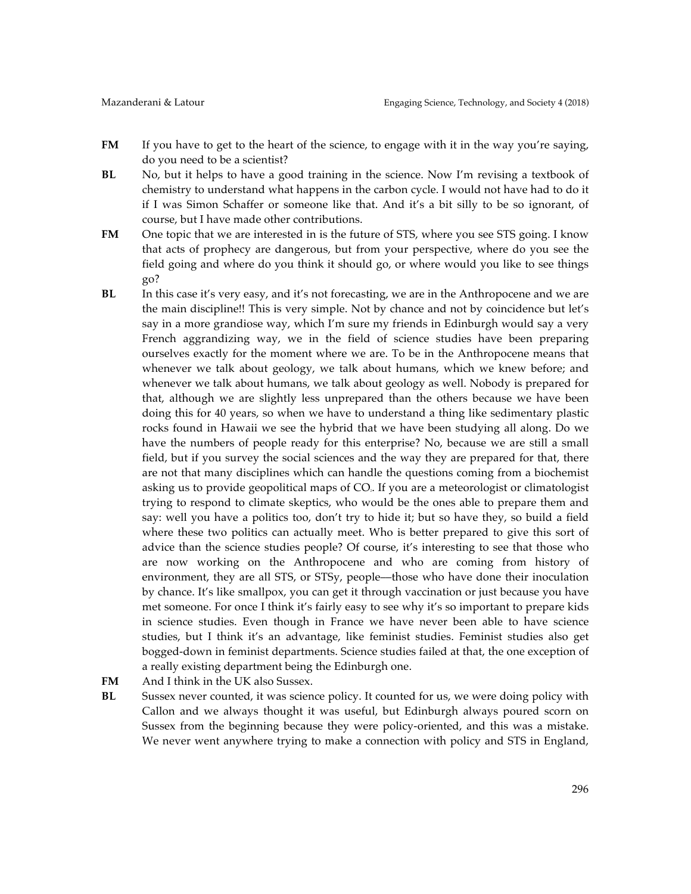**FM** If you have to get to the heart of the science, to engage with it in the way you're saying, do you need to be a scientist?

**BL** No, but it helps to have a good training in the science. Now I'm revising a textbook of chemistry to understand what happens in the carbon cycle. I would not have had to do it if I was Simon Schaffer or someone like that. And it's a bit silly to be so ignorant, of course, but I have made other contributions.

**FM** One topic that we are interested in is the future of STS, where you see STS going. I know that acts of prophecy are dangerous, but from your perspective, where do you see the field going and where do you think it should go, or where would you like to see things go?

**BL** In this case it's very easy, and it's not forecasting, we are in the Anthropocene and we are the main discipline!! This is very simple. Not by chance and not by coincidence but let's say in a more grandiose way, which I'm sure my friends in Edinburgh would say a very French aggrandizing way, we in the field of science studies have been preparing ourselves exactly for the moment where we are. To be in the Anthropocene means that whenever we talk about geology, we talk about humans, which we knew before; and whenever we talk about humans, we talk about geology as well. Nobody is prepared for that, although we are slightly less unprepared than the others because we have been doing this for 40 years, so when we have to understand a thing like sedimentary plastic rocks found in Hawaii we see the hybrid that we have been studying all along. Do we have the numbers of people ready for this enterprise? No, because we are still a small field, but if you survey the social sciences and the way they are prepared for that, there are not that many disciplines which can handle the questions coming from a biochemist asking us to provide geopolitical maps of $CO_2$. If you are a meteorologist or climatologist trying to respond to climate skeptics, who would be the ones able to prepare them and say: well you have a politics too, don't try to hide it; but so have they, so build a field where these two politics can actually meet. Who is better prepared to give this sort of advice than the science studies people? Of course, it's interesting to see that those who are now working on the Anthropocene and who are coming from history of environment, they are all STS, or STSy, people—those who have done their inoculation by chance. It's like smallpox, you can get it through vaccination or just because you have met someone. For once I think it's fairly easy to see why it's so important to prepare kids in science studies. Even though in France we have never been able to have science studies, but I think it's an advantage, like feminist studies. Feminist studies also get bogged-down in feminist departments. Science studies failed at that, the one exception of a really existing department being the Edinburgh one.

**FM** And I think in the UK also Sussex.

**BL** Sussex never counted, it was science policy. It counted for us, we were doing policy with Callon and we always thought it was useful, but Edinburgh always poured scorn on Sussex from the beginning because they were policy-oriented, and this was a mistake. We never went anywhere trying to make a connection with policy and STS in England,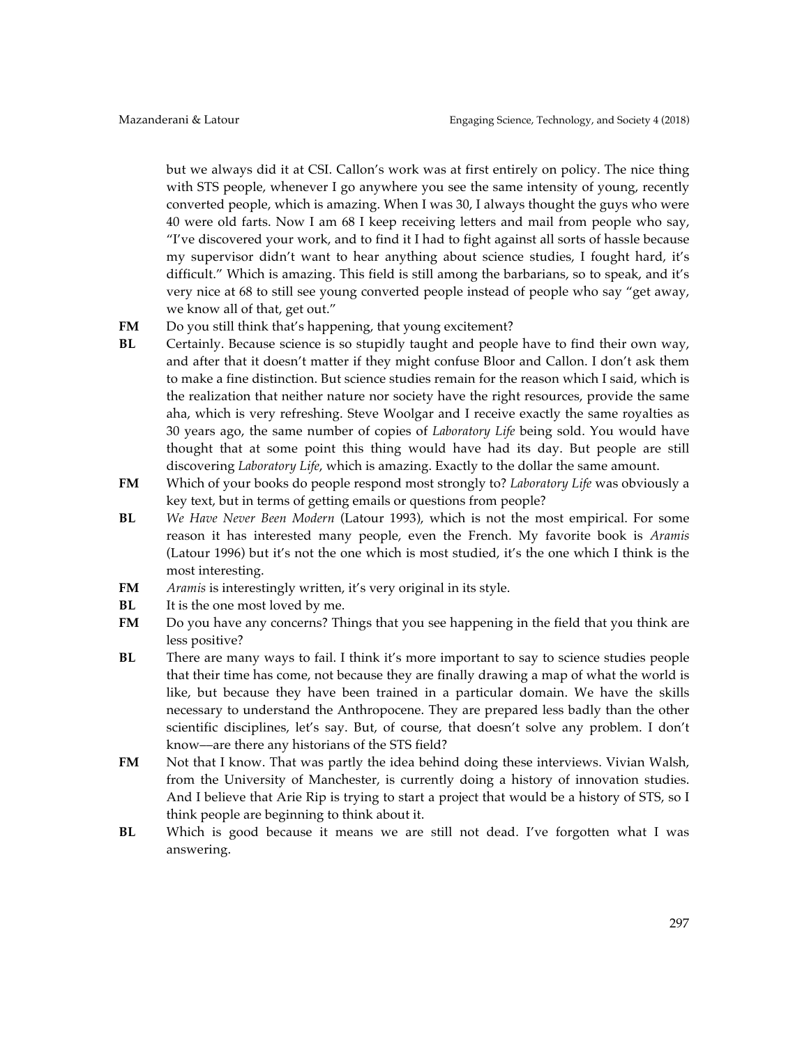but we always did it at CSI. Callon's work was at first entirely on policy. The nice thing with STS people, whenever I go anywhere you see the same intensity of young, recently converted people, which is amazing. When I was 30, I always thought the guys who were 40 were old farts. Now I am 68 I keep receiving letters and mail from people who say, "I've discovered your work, and to find it I had to fight against all sorts of hassle because my supervisor didn't want to hear anything about science studies, I fought hard, it's difficult." Which is amazing. This field is still among the barbarians, so to speak, and it's very nice at 68 to still see young converted people instead of people who say "get away, we know all of that, get out."

**FM** Do you still think that's happening, that young excitement?

**BL** Certainly. Because science is so stupidly taught and people have to find their own way, and after that it doesn't matter if they might confuse Bloor and Callon. I don't ask them to make a fine distinction. But science studies remain for the reason which I said, which is the realization that neither nature nor society have the right resources, provide the same aha, which is very refreshing. Steve Woolgar and I receive exactly the same royalties as 30 years ago, the same number of copies of *Laboratory Life* being sold. You would have thought that at some point this thing would have had its day. But people are still discovering *Laboratory Life*, which is amazing. Exactly to the dollar the same amount.

**FM** Which of your books do people respond most strongly to? *Laboratory Life* was obviously a key text, but in terms of getting emails or questions from people?

**BL** *We Have Never Been Modern* (Latour 1993), which is not the most empirical. For some reason it has interested many people, even the French. My favorite book is *Aramis* (Latour 1996) but it's not the one which is most studied, it's the one which I think is the most interesting.

**FM** *Aramis* is interestingly written, it's very original in its style.

**BL** It is the one most loved by me.

**FM** Do you have any concerns? Things that you see happening in the field that you think are less positive?

**BL** There are many ways to fail. I think it's more important to say to science studies people that their time has come, not because they are finally drawing a map of what the world is like, but because they have been trained in a particular domain. We have the skills necessary to understand the Anthropocene. They are prepared less badly than the other scientific disciplines, let's say. But, of course, that doesn't solve any problem. I don't know—are there any historians of the STS field?

**FM** Not that I know. That was partly the idea behind doing these interviews. Vivian Walsh, from the University of Manchester, is currently doing a history of innovation studies. And I believe that Arie Rip is trying to start a project that would be a history of STS, so I think people are beginning to think about it.

**BL** Which is good because it means we are still not dead. I've forgotten what I was answering.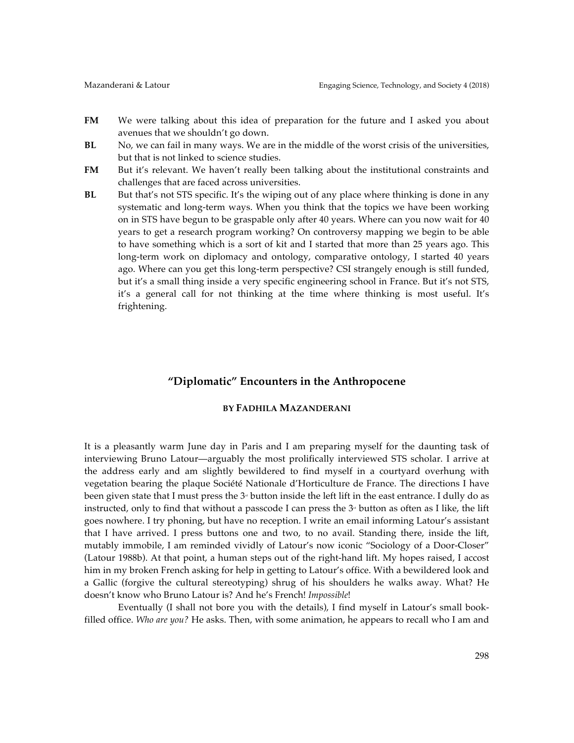**FM** We were talking about this idea of preparation for the future and I asked you about avenues that we shouldn't go down.

**BL** No, we can fail in many ways. We are in the middle of the worst crisis of the universities, but that is not linked to science studies.

**FM** But it's relevant. We haven't really been talking about the institutional constraints and challenges that are faced across universities.

**BL** But that's not STS specific. It's the wiping out of any place where thinking is done in any systematic and long-term ways. When you think that the topics we have been working on in STS have begun to be graspable only after 40 years. Where can you now wait for 40 years to get a research program working? On controversy mapping we begin to be able to have something which is a sort of kit and I started that more than 25 years ago. This long-term work on diplomacy and ontology, comparative ontology, I started 40 years ago. Where can you get this long-term perspective? CSI strangely enough is still funded, but it's a small thing inside a very specific engineering school in France. But it's not STS, it's a general call for not thinking at the time where thinking is most useful. It's frightening.

## "Diplomatic" Encounters in the Anthropocene

### BY FADHILA MAZANDERANI

It is a pleasantly warm June day in Paris and I am preparing myself for the daunting task of interviewing Bruno Latour—arguably the most prolifically interviewed STS scholar. I arrive at the address early and am slightly bewildered to find myself in a courtyard overhung with vegetation bearing the plaque Société Nationale d'Horticulture de France. The directions I have been given state that I must press the 3rd button inside the left lift in the east entrance. I dully do as instructed, only to find that without a passcode I can press the 3rd button as often as I like, the lift goes nowhere. I try phoning, but have no reception. I write an email informing Latour's assistant that I have arrived. I press buttons one and two, to no avail. Standing there, inside the lift, mutably immobile, I am reminded vividly of Latour's now iconic "Sociology of a Door-Closer" (Latour 1988b). At that point, a human steps out of the right-hand lift. My hopes raised, I accost him in my broken French asking for help in getting to Latour's office. With a bewildered look and a Gallic (forgive the cultural stereotyping) shrug of his shoulders he walks away. What? He doesn't know who Bruno Latour is? And he's French! *Impossible*!

Eventually (I shall not bore you with the details), I find myself in Latour's small book-filled office. *Who are you?* He asks. Then, with some animation, he appears to recall who I am and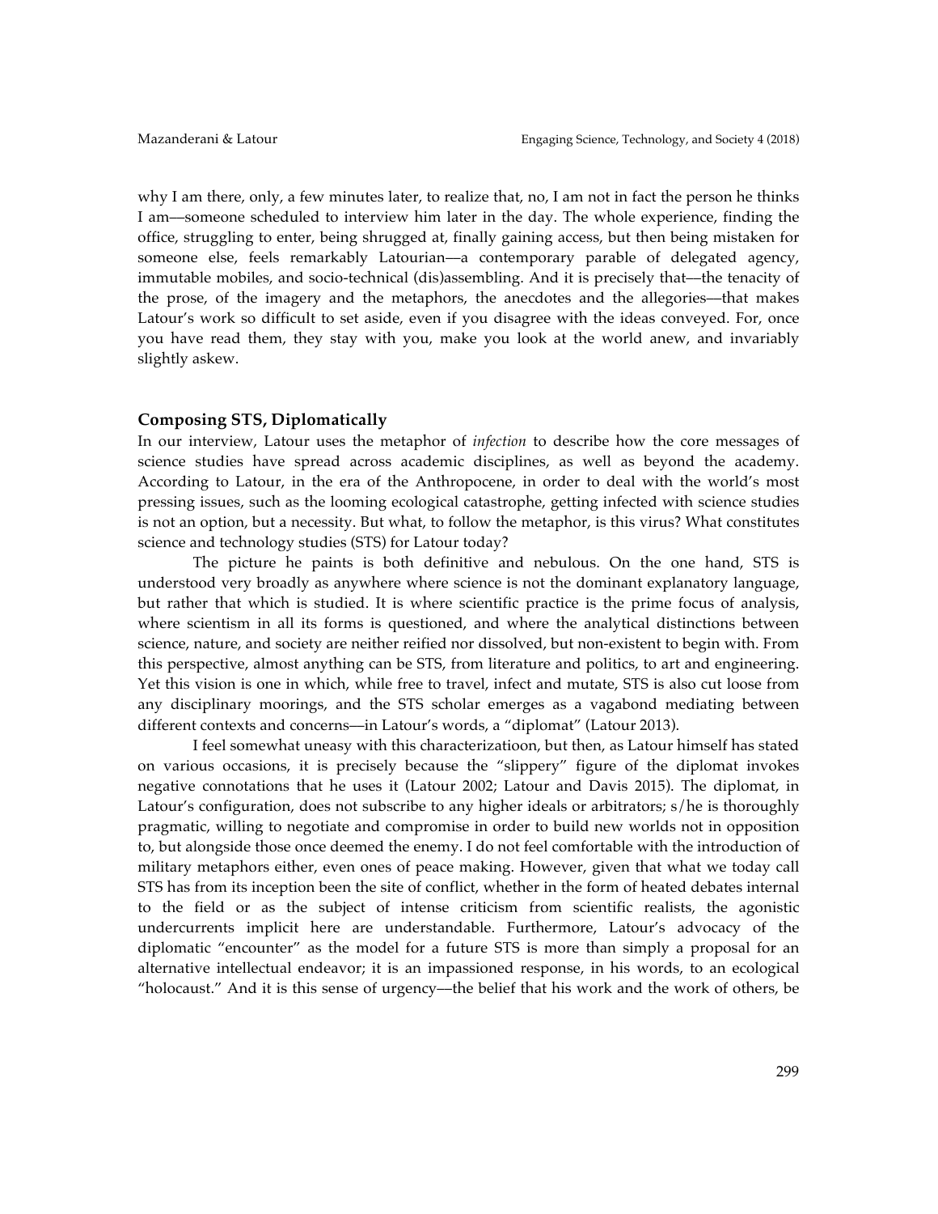why I am there, only, a few minutes later, to realize that, no, I am not in fact the person he thinks I am—someone scheduled to interview him later in the day. The whole experience, finding the office, struggling to enter, being shrugged at, finally gaining access, but then being mistaken for someone else, feels remarkably Latourian—a contemporary parable of delegated agency, immutable mobiles, and socio-technical (dis)assembling. And it is precisely that—the tenacity of the prose, of the imagery and the metaphors, the anecdotes and the allegories—that makes Latour's work so difficult to set aside, even if you disagree with the ideas conveyed. For, once you have read them, they stay with you, make you look at the world anew, and invariably slightly askew.

### Composing STS, Diplomatically

In our interview, Latour uses the metaphor of *infection* to describe how the core messages of science studies have spread across academic disciplines, as well as beyond the academy. According to Latour, in the era of the Anthropocene, in order to deal with the world's most pressing issues, such as the looming ecological catastrophe, getting infected with science studies is not an option, but a necessity. But what, to follow the metaphor, is this virus? What constitutes science and technology studies (STS) for Latour today?

The picture he paints is both definitive and nebulous. On the one hand, STS is understood very broadly as anywhere where science is not the dominant explanatory language, but rather that which is studied. It is where scientific practice is the prime focus of analysis, where scientism in all its forms is questioned, and where the analytical distinctions between science, nature, and society are neither reified nor dissolved, but non-existent to begin with. From this perspective, almost anything can be STS, from literature and politics, to art and engineering. Yet this vision is one in which, while free to travel, infect and mutate, STS is also cut loose from any disciplinary moorings, and the STS scholar emerges as a vagabond mediating between different contexts and concerns—in Latour's words, a "diplomat" (Latour 2013).

I feel somewhat uneasy with this characterizatioon, but then, as Latour himself has stated on various occasions, it is precisely because the "slippery" figure of the diplomat invokes negative connotations that he uses it (Latour 2002; Latour and Davis 2015). The diplomat, in Latour's configuration, does not subscribe to any higher ideals or arbitrators; s/he is thoroughly pragmatic, willing to negotiate and compromise in order to build new worlds not in opposition to, but alongside those once deemed the enemy. I do not feel comfortable with the introduction of military metaphors either, even ones of peace making. However, given that what we today call STS has from its inception been the site of conflict, whether in the form of heated debates internal to the field or as the subject of intense criticism from scientific realists, the agonistic undercurrents implicit here are understandable. Furthermore, Latour's advocacy of the diplomatic "encounter" as the model for a future STS is more than simply a proposal for an alternative intellectual endeavor; it is an impassioned response, in his words, to an ecological "holocaust." And it is this sense of urgency—the belief that his work and the work of others, be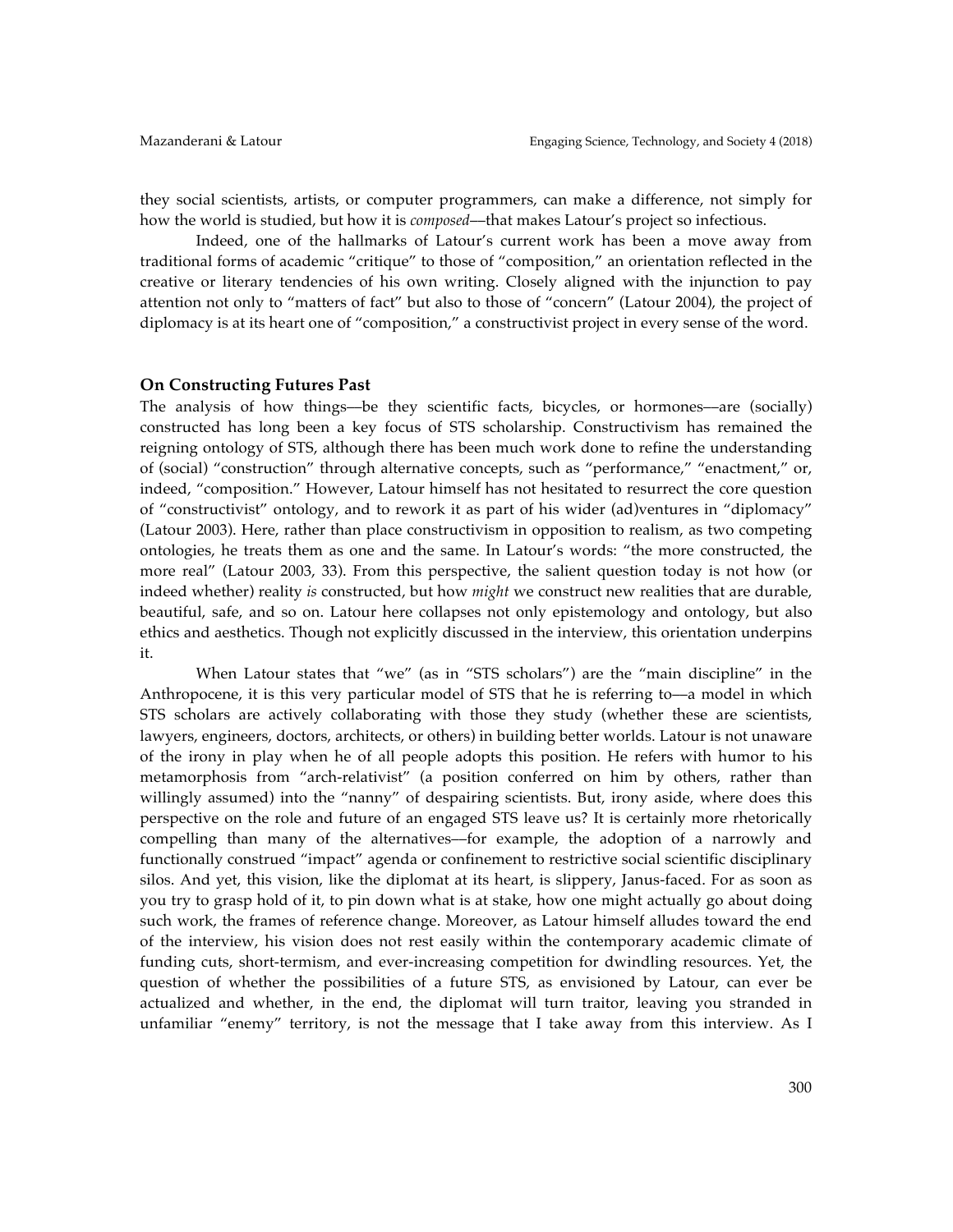they social scientists, artists, or computer programmers, can make a difference, not simply for how the world is studied, but how it is *composed*—that makes Latour's project so infectious.

Indeed, one of the hallmarks of Latour's current work has been a move away from traditional forms of academic "critique" to those of "composition," an orientation reflected in the creative or literary tendencies of his own writing. Closely aligned with the injunction to pay attention not only to "matters of fact" but also to those of "concern" (Latour 2004), the project of diplomacy is at its heart one of "composition," a constructivist project in every sense of the word.

### On Constructing Futures Past

The analysis of how things—be they scientific facts, bicycles, or hormones—are (socially) constructed has long been a key focus of STS scholarship. Constructivism has remained the reigning ontology of STS, although there has been much work done to refine the understanding of (social) "construction" through alternative concepts, such as "performance," "enactment," or, indeed, "composition." However, Latour himself has not hesitated to resurrect the core question of "constructivist" ontology, and to rework it as part of his wider (ad)ventures in "diplomacy" (Latour 2003). Here, rather than place constructivism in opposition to realism, as two competing ontologies, he treats them as one and the same. In Latour's words: "the more constructed, the more real" (Latour 2003, 33). From this perspective, the salient question today is not how (or indeed whether) reality *is* constructed, but how *might* we construct new realities that are durable, beautiful, safe, and so on. Latour here collapses not only epistemology and ontology, but also ethics and aesthetics. Though not explicitly discussed in the interview, this orientation underpins it.

When Latour states that "we" (as in "STS scholars") are the "main discipline" in the Anthropocene, it is this very particular model of STS that he is referring to—a model in which STS scholars are actively collaborating with those they study (whether these are scientists, lawyers, engineers, doctors, architects, or others) in building better worlds. Latour is not unaware of the irony in play when he of all people adopts this position. He refers with humor to his metamorphosis from "arch-relativist" (a position conferred on him by others, rather than willingly assumed) into the "nanny" of despairing scientists. But, irony aside, where does this perspective on the role and future of an engaged STS leave us? It is certainly more rhetorically compelling than many of the alternatives—for example, the adoption of a narrowly and functionally construed "impact" agenda or confinement to restrictive social scientific disciplinary silos. And yet, this vision, like the diplomat at its heart, is slippery, Janus-faced. For as soon as you try to grasp hold of it, to pin down what is at stake, how one might actually go about doing such work, the frames of reference change. Moreover, as Latour himself alludes toward the end of the interview, his vision does not rest easily within the contemporary academic climate of funding cuts, short-termism, and ever-increasing competition for dwindling resources. Yet, the question of whether the possibilities of a future STS, as envisioned by Latour, can ever be actualized and whether, in the end, the diplomat will turn traitor, leaving you stranded in unfamiliar "enemy" territory, is not the message that I take away from this interview. As I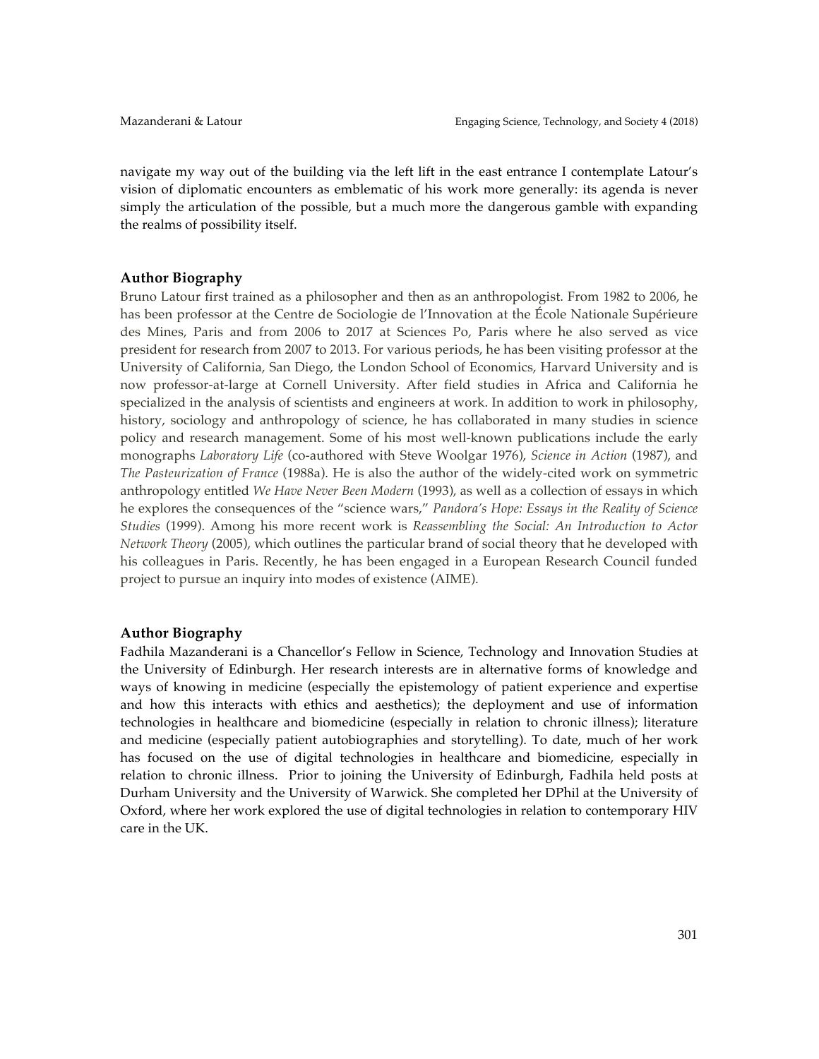navigate my way out of the building via the left lift in the east entrance I contemplate Latour's vision of diplomatic encounters as emblematic of his work more generally: its agenda is never simply the articulation of the possible, but a much more the dangerous gamble with expanding the realms of possibility itself.

## Author Biography

Bruno Latour first trained as a philosopher and then as an anthropologist. From 1982 to 2006, he has been professor at the Centre de Sociologie de l'Innovation at the École Nationale Supérieure des Mines, Paris and from 2006 to 2017 at Sciences Po, Paris where he also served as vice president for research from 2007 to 2013. For various periods, he has been visiting professor at the University of California, San Diego, the London School of Economics, Harvard University and is now professor-at-large at Cornell University. After field studies in Africa and California he specialized in the analysis of scientists and engineers at work. In addition to work in philosophy, history, sociology and anthropology of science, he has collaborated in many studies in science policy and research management. Some of his most well-known publications include the early monographs *Laboratory Life* (co-authored with Steve Woolgar 1976), *Science in Action* (1987), and *The Pasteurization of France* (1988a). He is also the author of the widely-cited work on symmetric anthropology entitled *We Have Never Been Modern* (1993), as well as a collection of essays in which he explores the consequences of the "science wars," *Pandora's Hope: Essays in the Reality of Science Studies* (1999). Among his more recent work is *Reassembling the Social: An Introduction to Actor Network Theory* (2005), which outlines the particular brand of social theory that he developed with his colleagues in Paris. Recently, he has been engaged in a European Research Council funded project to pursue an inquiry into modes of existence (AIME).

## Author Biography

Fadhila Mazanderani is a Chancellor's Fellow in Science, Technology and Innovation Studies at the University of Edinburgh. Her research interests are in alternative forms of knowledge and ways of knowing in medicine (especially the epistemology of patient experience and expertise and how this interacts with ethics and aesthetics); the deployment and use of information technologies in healthcare and biomedicine (especially in relation to chronic illness); literature and medicine (especially patient autobiographies and storytelling). To date, much of her work has focused on the use of digital technologies in healthcare and biomedicine, especially in relation to chronic illness. Prior to joining the University of Edinburgh, Fadhila held posts at Durham University and the University of Warwick. She completed her DPhil at the University of Oxford, where her work explored the use of digital technologies in relation to contemporary HIV care in the UK.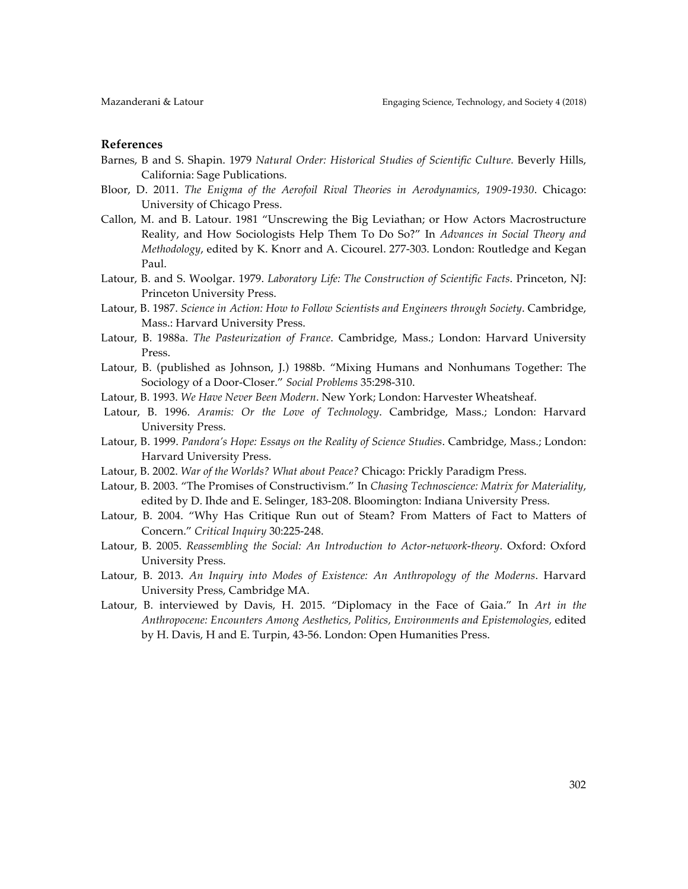## References

Barnes, B and S. Shapin. 1979 *Natural Order: Historical Studies of Scientific Culture.* Beverly Hills, California: Sage Publications.

Bloor, D. 2011. *The Enigma of the Aerofoil Rival Theories in Aerodynamics, 1909-1930*. Chicago: University of Chicago Press.

Callon, M. and B. Latour. 1981 "Unscrewing the Big Leviathan; or How Actors Macrostructure Reality, and How Sociologists Help Them To Do So?" In *Advances in Social Theory and Methodology*, edited by K. Knorr and A. Cicourel. 277-303. London: Routledge and Kegan Paul.

Latour, B. and S. Woolgar. 1979. *Laboratory Life: The Construction of Scientific Facts*. Princeton, NJ: Princeton University Press.

Latour, B. 1987. *Science in Action: How to Follow Scientists and Engineers through Society*. Cambridge, Mass.: Harvard University Press.

Latour, B. 1988a. *The Pasteurization of France*. Cambridge, Mass.; London: Harvard University Press.

Latour, B. (published as Johnson, J.) 1988b. "Mixing Humans and Nonhumans Together: The Sociology of a Door-Closer." *Social Problems* 35:298-310.

Latour, B. 1993. *We Have Never Been Modern*. New York; London: Harvester Wheatsheaf.

Latour, B. 1996. *Aramis: Or the Love of Technology*. Cambridge, Mass.; London: Harvard University Press.

Latour, B. 1999. *Pandora's Hope: Essays on the Reality of Science Studies*. Cambridge, Mass.; London: Harvard University Press.

Latour, B. 2002. *War of the Worlds? What about Peace?* Chicago: Prickly Paradigm Press.

Latour, B. 2003. "The Promises of Constructivism." In *Chasing Technoscience: Matrix for Materiality*, edited by D. Ihde and E. Selinger, 183-208. Bloomington: Indiana University Press.

Latour, B. 2004. "Why Has Critique Run out of Steam? From Matters of Fact to Matters of Concern." *Critical Inquiry* 30:225-248.

Latour, B. 2005. *Reassembling the Social: An Introduction to Actor-network-theory*. Oxford: Oxford University Press.

Latour, B. 2013. *An Inquiry into Modes of Existence: An Anthropology of the Moderns*. Harvard University Press, Cambridge MA.

Latour, B. interviewed by Davis, H. 2015. "Diplomacy in the Face of Gaia." In *Art in the Anthropocene: Encounters Among Aesthetics, Politics, Environments and Epistemologies*, edited by H. Davis, H and E. Turpin, 43-56. London: Open Humanities Press.